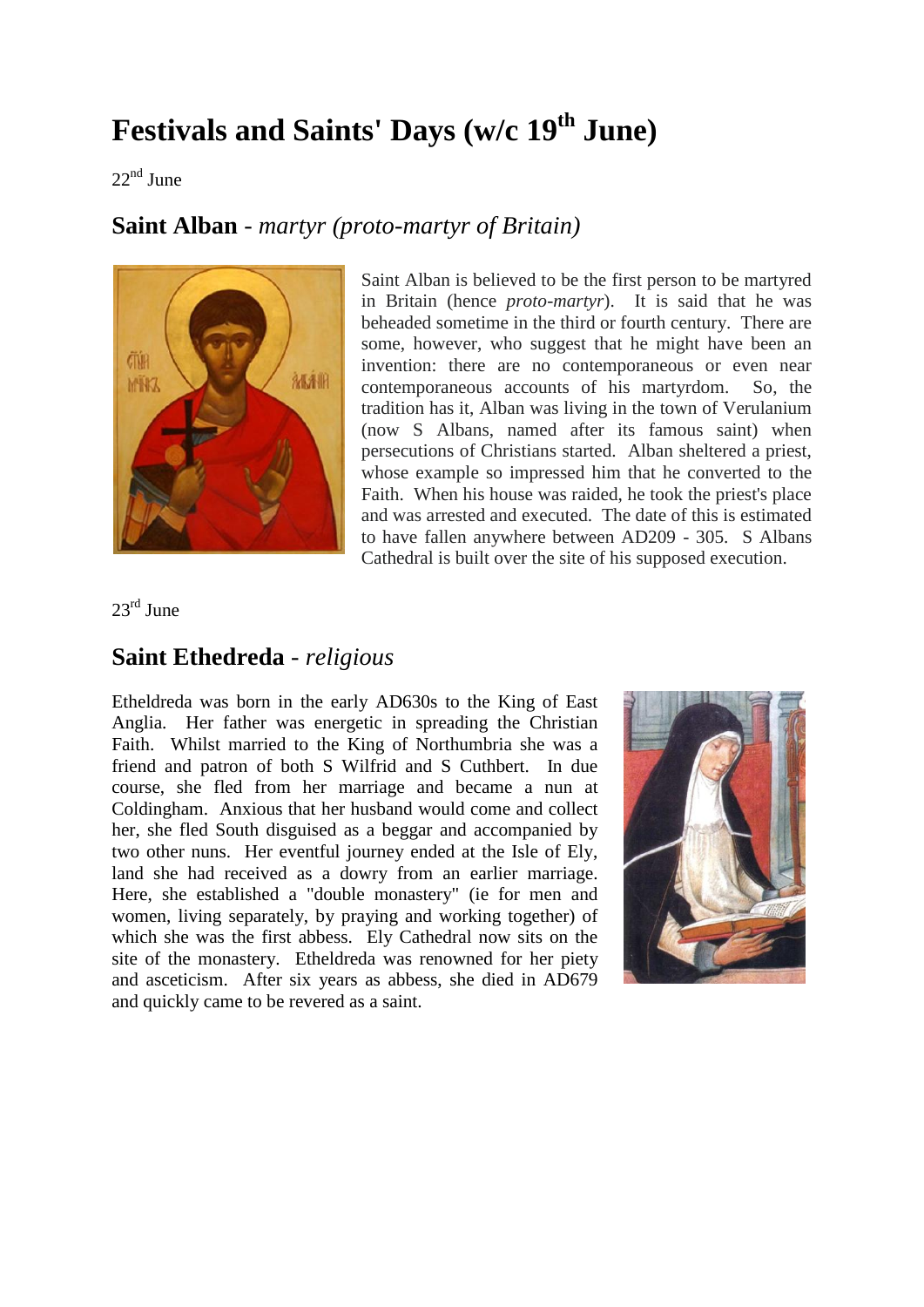# Festivals and Saints' Days (w/c 19th June)

22nd June

## Saint Alban - *martyr (proto-martyr of Britain)*

Saint Alban is believed to be the first person to be martyred in Britain (hence *proto-martyr*). It is said that he was beheaded sometime in the third or fourth century. There are some, however, who suggest that he might have been an invention: there are no contemporaneous or even near contemporaneous accounts of his martyrdom. So, the tradition has it, Alban was living in the town of Verulanium (now S Albans, named after its famous saint) when persecutions of Christians started. Alban sheltered a priest, whose example so impressed him that he converted to the Faith. When his house was raided, he took the priest's place and was arrested and executed. The date of this is estimated to have fallen anywhere between AD209 - 305. S Albans Cathedral is built over the site of his supposed execution.

23rd June

## Saint Ethedreda - *religious*

Etheldreda was born in the early AD630s to the King of East Anglia. Her father was energetic in spreading the Christian Faith. Whilst married to the King of Northumbria she was a friend and patron of both S Wilfrid and S Cuthbert. In due course, she fled from her marriage and became a nun at Coldingham. Anxious that her husband would come and collect her, she fled South disguised as a beggar and accompanied by two other nuns. Her eventful journey ended at the Isle of Ely, land she had received as a dowry from an earlier marriage. Here, she established a "double monastery" (ie for men and women, living separately, by praying and working together) of which she was the first abbess. Ely Cathedral now sits on the site of the monastery. Etheldreda was renowned for her piety and asceticism. After six years as abbess, she died in AD679 and quickly came to be revered as a saint.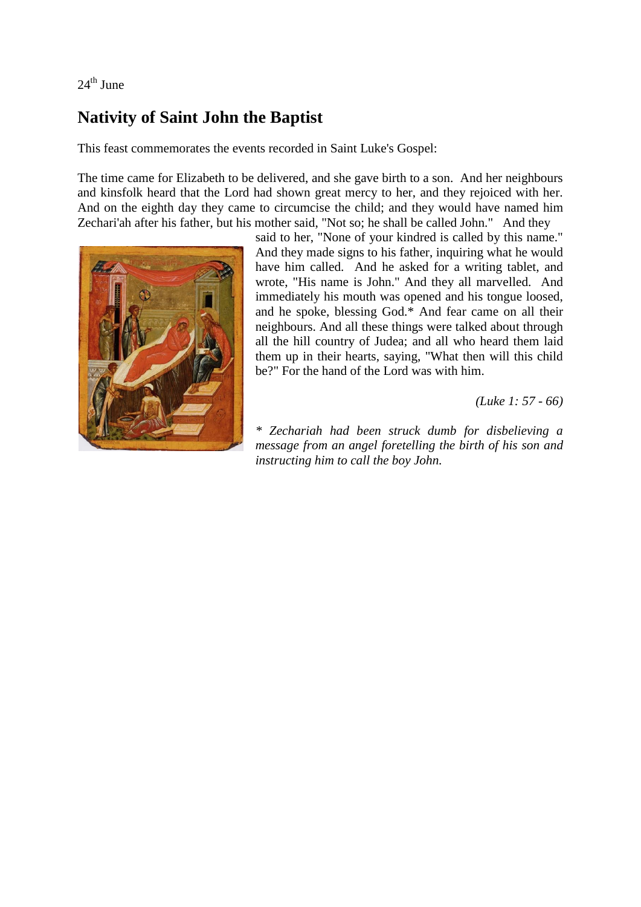24th June

## Nativity of Saint John the Baptist

This feast commemorates the events recorded in Saint Luke's Gospel:

The time came for Elizabeth to be delivered, and she gave birth to a son. And her neighbours and kinsfolk heard that the Lord had shown great mercy to her, and they rejoiced with her. And on the eighth day they came to circumcise the child; and they would have named him Zechari'ah after his father, but his mother said, "Not so; he shall be called John." And they said to her, "None of your kindred is called by this name." And they made signs to his father, inquiring what he would have him called. And he asked for a writing tablet, and wrote, "His name is John." And they all marvelled. And immediately his mouth was opened and his tongue loosed, and he spoke, blessing God.* And fear came on all their neighbours. And all these things were talked about through all the hill country of Judea; and all who heard them laid them up in their hearts, saying, "What then will this child be?" For the hand of the Lord was with him.

*(Luke 1: 57 - 66)*

*\* Zechariah had been struck dumb for disbelieving a message from an angel foretelling the birth of his son and instructing him to call the boy John.*